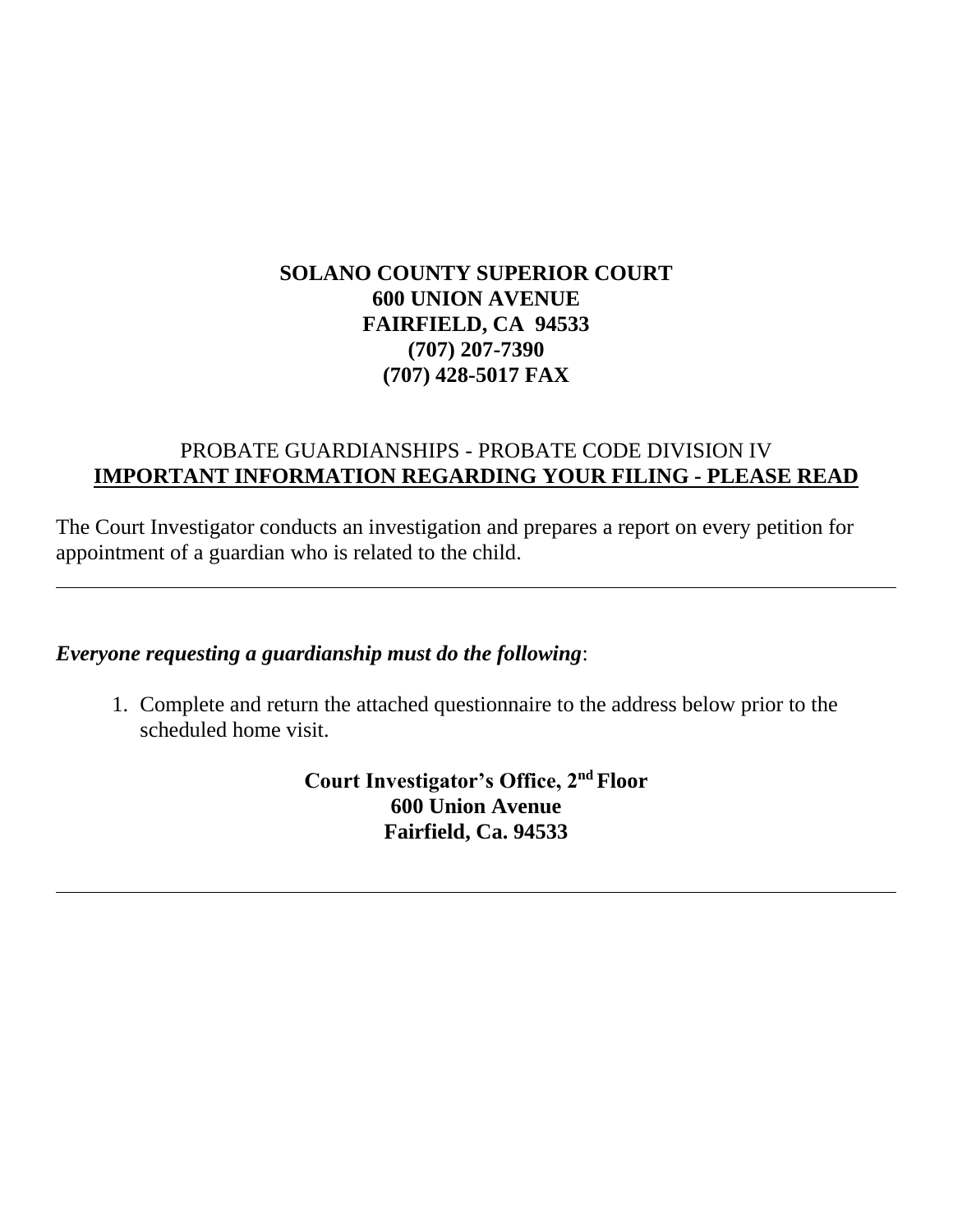**SOLANO COUNTY SUPERIOR COURT**
**600 UNION AVENUE**
**FAIRFIELD, CA 94533**
**(707) 207-7390**
**(707) 428-5017 FAX**

PROBATE GUARDIANSHIPS - PROBATE CODE DIVISION IV

**<u>IMPORTANT INFORMATION REGARDING YOUR FILING - PLEASE READ</u>**

The Court Investigator conducts an investigation and prepares a report on every petition for appointment of a guardian who is related to the child.

---

***Everyone requesting a guardianship must do the following***:

1. Complete and return the attached questionnaire to the address below prior to the scheduled home visit.

**Court Investigator's Office, 2nd Floor**
**600 Union Avenue**
**Fairfield, Ca. 94533**

---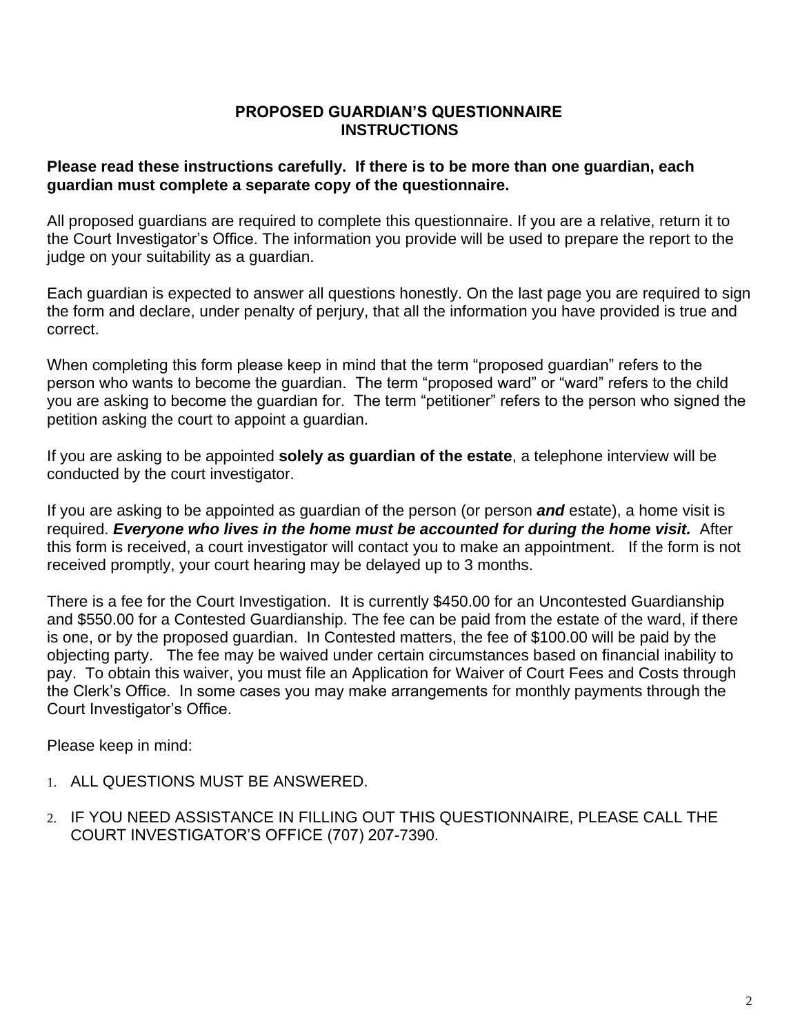# PROPOSED GUARDIAN'S QUESTIONNAIRE
## INSTRUCTIONS

**Please read these instructions carefully. If there is to be more than one guardian, each guardian must complete a separate copy of the questionnaire.**

All proposed guardians are required to complete this questionnaire. If you are a relative, return it to the Court Investigator's Office. The information you provide will be used to prepare the report to the judge on your suitability as a guardian.

Each guardian is expected to answer all questions honestly. On the last page you are required to sign the form and declare, under penalty of perjury, that all the information you have provided is true and correct.

When completing this form please keep in mind that the term "proposed guardian" refers to the person who wants to become the guardian. The term "proposed ward" or "ward" refers to the child you are asking to become the guardian for. The term "petitioner" refers to the person who signed the petition asking the court to appoint a guardian.

If you are asking to be appointed **solely as guardian of the estate**, a telephone interview will be conducted by the court investigator.

If you are asking to be appointed as guardian of the person (or person ***and*** estate), a home visit is required. ***Everyone who lives in the home must be accounted for during the home visit.*** After this form is received, a court investigator will contact you to make an appointment. If the form is not received promptly, your court hearing may be delayed up to 3 months.

There is a fee for the Court Investigation. It is currently $450.00 for an Uncontested Guardianship and $550.00 for a Contested Guardianship. The fee can be paid from the estate of the ward, if there is one, or by the proposed guardian. In Contested matters, the fee of $100.00 will be paid by the objecting party. The fee may be waived under certain circumstances based on financial inability to pay. To obtain this waiver, you must file an Application for Waiver of Court Fees and Costs through the Clerk's Office. In some cases you may make arrangements for monthly payments through the Court Investigator's Office.

Please keep in mind:

1. ALL QUESTIONS MUST BE ANSWERED.
2. IF YOU NEED ASSISTANCE IN FILLING OUT THIS QUESTIONNAIRE, PLEASE CALL THE COURT INVESTIGATOR'S OFFICE (707) 207-7390.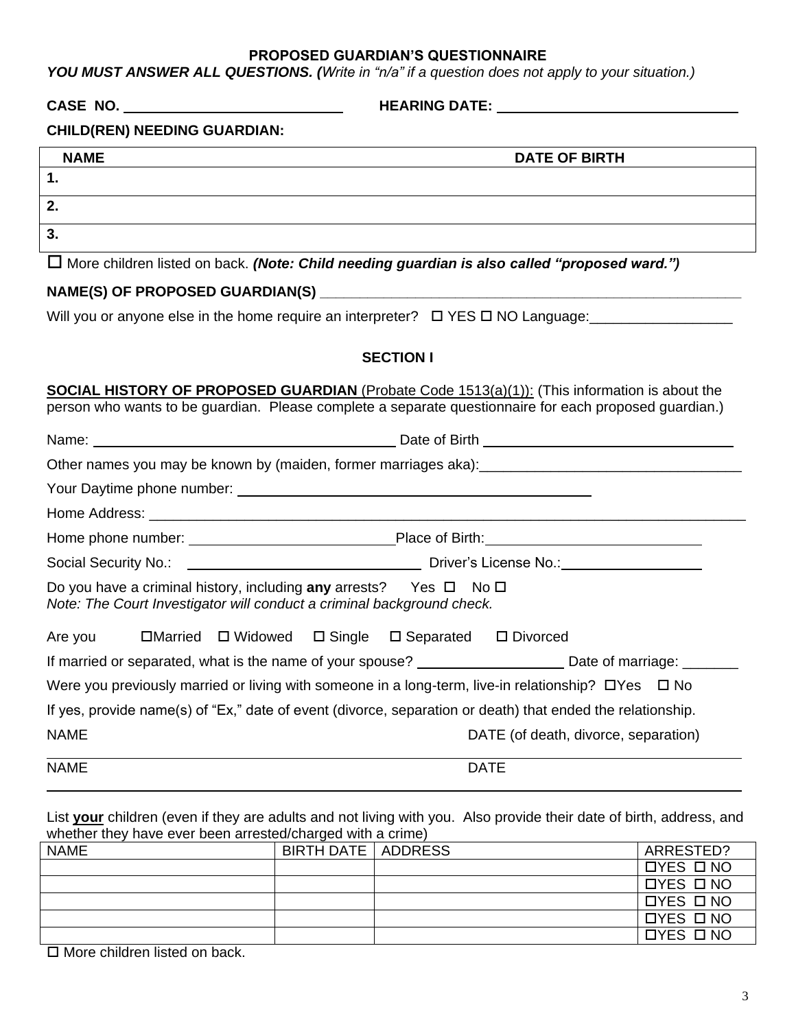# PROPOSED GUARDIAN'S QUESTIONNAIRE

***YOU MUST ANSWER ALL QUESTIONS. (****Write in "n/a" if a question does not apply to your situation.)*

**CASE NO.** ____________________________ **HEARING DATE:** ________________________________

**CHILD(REN) NEEDING GUARDIAN:**

| NAME | DATE OF BIRTH |
|---|---|
| 1. | |
| 2. | |
| 3. | |

☐ More children listed on back. ***(Note: Child needing guardian is also called "proposed ward.")***

**NAME(S) OF PROPOSED GUARDIAN(S)** _______________________________________________________

Will you or anyone else in the home require an interpreter? ☐ YES ☐ NO Language:__________________

## SECTION I

**SOCIAL HISTORY OF PROPOSED GUARDIAN** (Probate Code 1513(a)(1)): (This information is about the person who wants to be guardian. Please complete a separate questionnaire for each proposed guardian.)

Name: ______________________________________ Date of Birth ________________________________

Other names you may be known by (maiden, former marriages aka):_________________________________

Your Daytime phone number: _____________________________________________

Home Address: ___________________________________________________________________________

Home phone number: ___________________________Place of Birth:___________________________

Social Security No.: _______________________________ Driver's License No.:__________________

Do you have a criminal history, including **any** arrests? Yes ☐ No ☐
*Note: The Court Investigator will conduct a criminal background check.*

Are you ☐Married ☐ Widowed ☐ Single ☐ Separated ☐ Divorced

If married or separated, what is the name of your spouse? ___________________ Date of marriage: _______

Were you previously married or living with someone in a long-term, live-in relationship? ☐Yes ☐ No

If yes, provide name(s) of "Ex," date of event (divorce, separation or death) that ended the relationship.

NAME DATE (of death, divorce, separation)
_____________________________________________________________________________________

NAME DATE
_____________________________________________________________________________________

List **your** children (even if they are adults and not living with you. Also provide their date of birth, address, and whether they have ever been arrested/charged with a crime)

| NAME | BIRTH DATE | ADDRESS | ARRESTED? |
|---|---|---|---|
| | | | ☐YES ☐ NO |
| | | | ☐YES ☐ NO |
| | | | ☐YES ☐ NO |
| | | | ☐YES ☐ NO |
| | | | ☐YES ☐ NO |

☐ More children listed on back.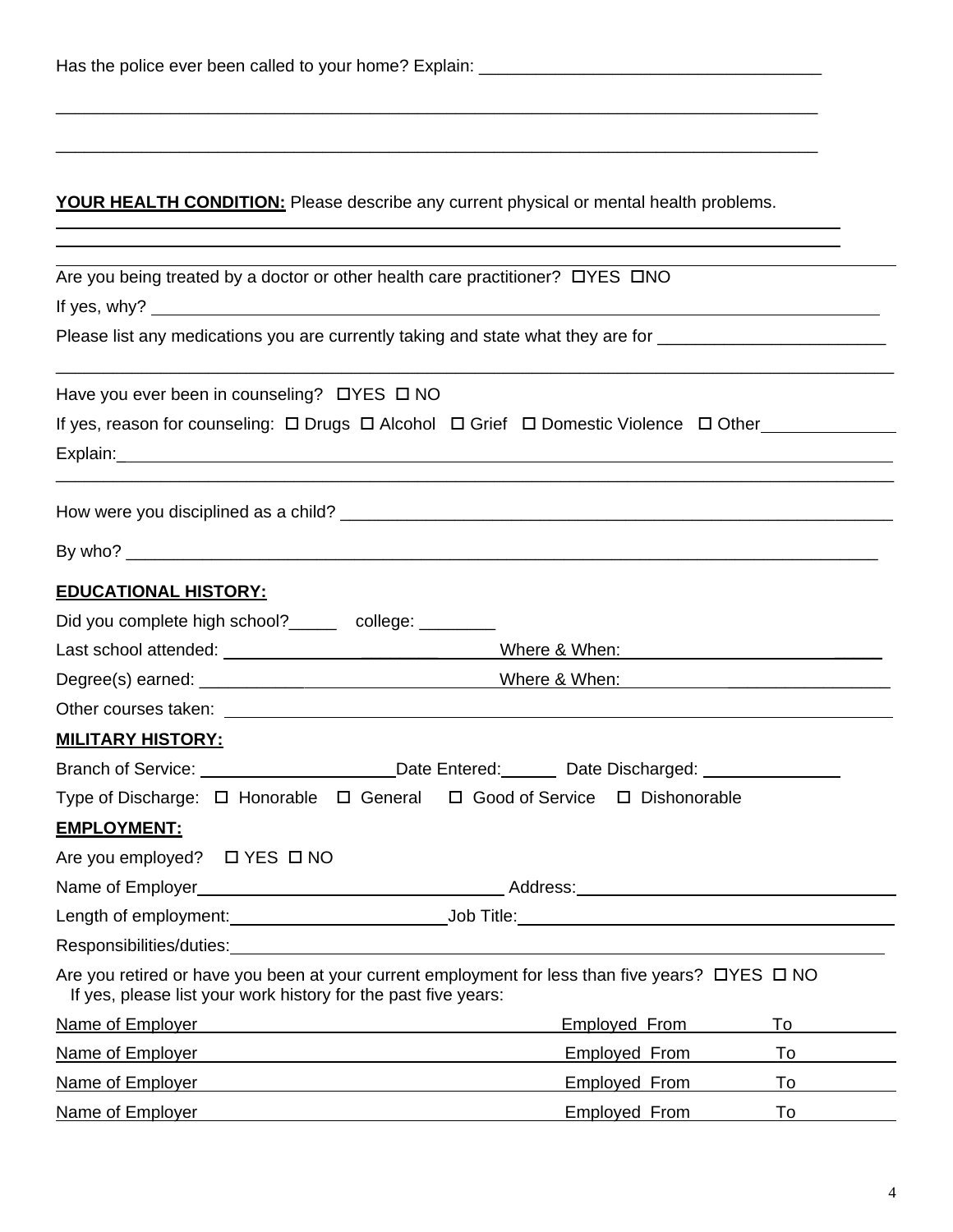Has the police ever been called to your home? Explain: ___________________________________

_______________________________________________________________________________

_______________________________________________________________________________

**YOUR HEALTH CONDITION:** Please describe any current physical or mental health problems.

_______________________________________________________________________________

_______________________________________________________________________________

_______________________________________________________________________________

Are you being treated by a doctor or other health care practitioner? ☐YES ☐NO

If yes, why? _______________________________________________________________________

Please list any medications you are currently taking and state what they are for ________________________

_______________________________________________________________________________

Have you ever been in counseling? ☐YES ☐ NO

If yes, reason for counseling: ☐ Drugs ☐ Alcohol ☐ Grief ☐ Domestic Violence ☐ Other______________

Explain:_________________________________________________________________________

_______________________________________________________________________________

How were you disciplined as a child? _____________________________________________________

By who? ________________________________________________________________________

**EDUCATIONAL HISTORY:**

Did you complete high school?_____ college: ________

Last school attended: ______________________ Where & When: ______________________

Degree(s) earned: ______________________ Where & When: ______________________

Other courses taken: ______________________________________________________________

**MILITARY HISTORY:**

Branch of Service: ____________________Date Entered:______ Date Discharged: ______________

Type of Discharge: ☐ Honorable ☐ General ☐ Good of Service ☐ Dishonorable

**EMPLOYMENT:**

Are you employed? ☐ YES ☐ NO

Name of Employer__________________________ Address:__________________________

Length of employment:____________________Job Title:_________________________________

Responsibilities/duties:______________________________________________________________

Are you retired or have you been at your current employment for less than five years? ☐YES ☐ NO
If yes, please list your work history for the past five years:

Name of Employer ______________________________ Employed From ________ To ________

Name of Employer ______________________________ Employed From ________ To ________

Name of Employer ______________________________ Employed From ________ To ________

Name of Employer ______________________________ Employed From ________ To ________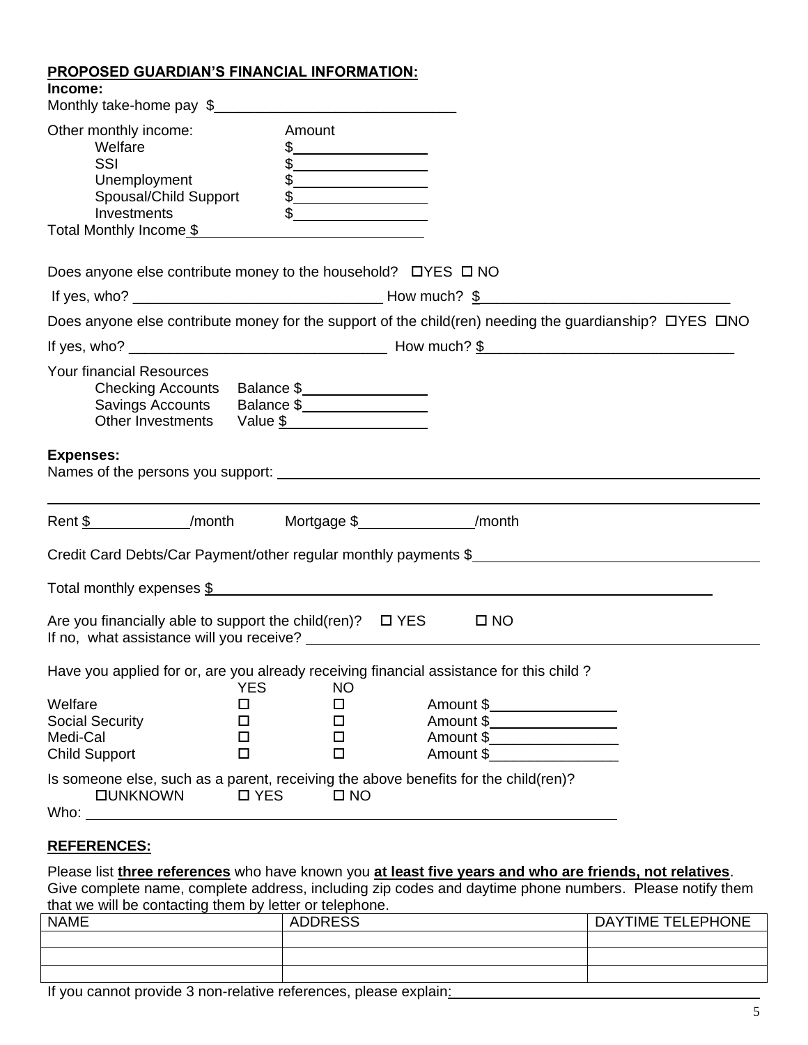**PROPOSED GUARDIAN'S FINANCIAL INFORMATION:**

**Income:**

Monthly take-home pay $______________________________

Other monthly income: Amount

- Welfare $________________
- SSI $________________
- Unemployment $________________
- Spousal/Child Support $________________
- Investments $________________

Total Monthly Income $____________________________

Does anyone else contribute money to the household? ☐YES ☐ NO

If yes, who? _______________________________ How much? $_______________________________

Does anyone else contribute money for the support of the child(ren) needing the guardianship? ☐YES ☐NO

If yes, who? ________________________________ How much? $_______________________________

Your financial Resources

- Checking Accounts Balance $________________
- Savings Accounts Balance $________________
- Other Investments Value $__________________

**Expenses:**

Names of the persons you support: ______________________________________________________________

______________________________________________________________________________________

Rent $____________/month Mortgage $______________/month

Credit Card Debts/Car Payment/other regular monthly payments $___________________________________

Total monthly expenses $________________________________________________________________

Are you financially able to support the child(ren)? ☐ YES ☐ NO

If no, what assistance will you receive? __________________________________________________

Have you applied for or, are you already receiving financial assistance for this child ?

| | YES | NO | |
|---|---|---|---|
| Welfare | ☐ | ☐ | Amount $________________ |
| Social Security | ☐ | ☐ | Amount $________________ |
| Medi-Cal | ☐ | ☐ | Amount $________________ |
| Child Support | ☐ | ☐ | Amount $________________ |

Is someone else, such as a parent, receiving the above benefits for the child(ren)?

☐UNKNOWN ☐ YES ☐ NO

Who: ____________________________________________________________________

**REFERENCES:**

Please list **three references** who have known you **at least five years and who are friends, not relatives**. Give complete name, complete address, including zip codes and daytime phone numbers. Please notify them that we will be contacting them by letter or telephone.

| NAME | ADDRESS | DAYTIME TELEPHONE |
|---|---|---|
| | | |
| | | |
| | | |

If you cannot provide 3 non-relative references, please explain: ________________________________________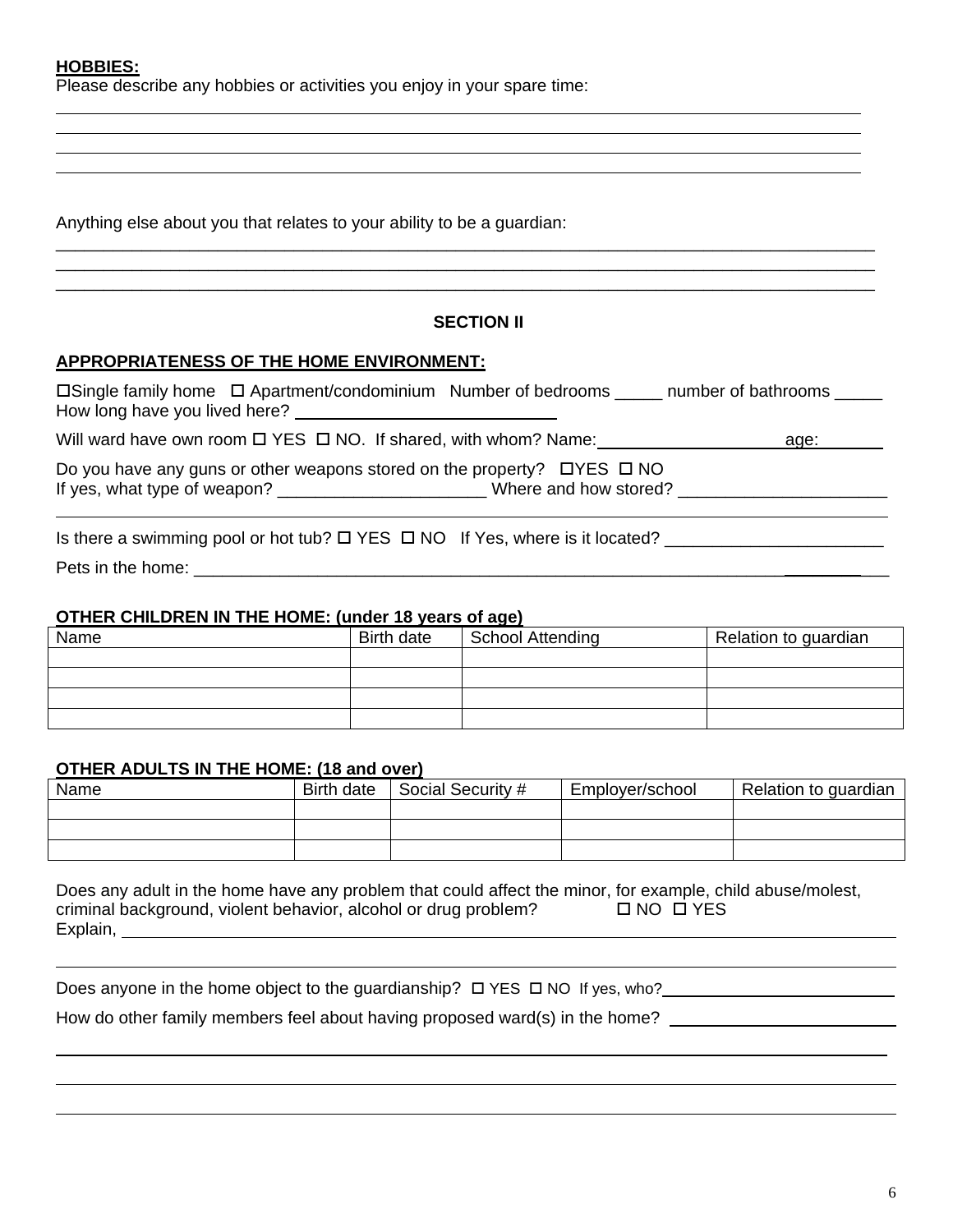**HOBBIES:**
Please describe any hobbies or activities you enjoy in your spare time:

_______________________________________________________________________________
_______________________________________________________________________________
_______________________________________________________________________________
_______________________________________________________________________________

Anything else about you that relates to your ability to be a guardian:
_______________________________________________________________________________
_______________________________________________________________________________
_______________________________________________________________________________

## SECTION II

**APPROPRIATENESS OF THE HOME ENVIRONMENT:**

☐Single family home ☐ Apartment/condominium Number of bedrooms _____ number of bathrooms _____
How long have you lived here? ____________________________

Will ward have own room ☐ YES ☐ NO. If shared, with whom? Name:____________________ age:________

Do you have any guns or other weapons stored on the property? ☐YES ☐ NO
If yes, what type of weapon? ______________________ Where and how stored? ______________________
_______________________________________________________________________________

Is there a swimming pool or hot tub? ☐ YES ☐ NO If Yes, where is it located? _______________________

Pets in the home: ______________________________________________________________________

**OTHER CHILDREN IN THE HOME: (under 18 years of age)**

| Name | Birth date | School Attending | Relation to guardian |
|---|---|---|---|
| | | | |
| | | | |
| | | | |
| | | | |

**OTHER ADULTS IN THE HOME: (18 and over)**

| Name | Birth date | Social Security # | Employer/school | Relation to guardian |
|---|---|---|---|---|
| | | | | |
| | | | | |
| | | | | |

Does any adult in the home have any problem that could affect the minor, for example, child abuse/molest, criminal background, violent behavior, alcohol or drug problem? ☐ NO ☐ YES
Explain, _______________________________________________________________________
_______________________________________________________________________________

Does anyone in the home object to the guardianship? ☐ YES ☐ NO If yes, who?__________________________

How do other family members feel about having proposed ward(s) in the home? ________________________
_______________________________________________________________________________
_______________________________________________________________________________
_______________________________________________________________________________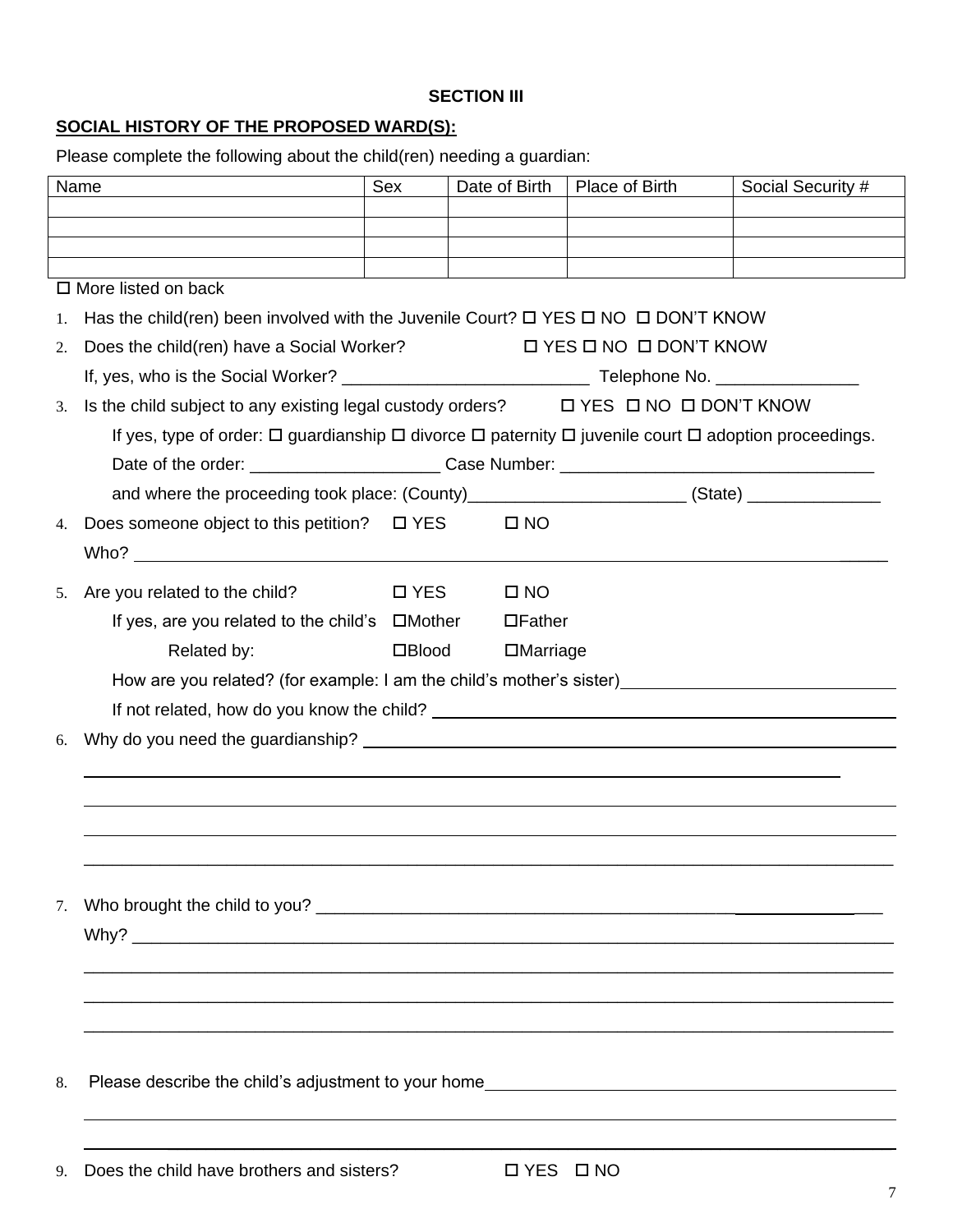**SECTION III**

**SOCIAL HISTORY OF THE PROPOSED WARD(S):**

Please complete the following about the child(ren) needing a guardian:

| Name | Sex | Date of Birth | Place of Birth | Social Security # |
|---|---|---|---|---|
| | | | | |
| | | | | |
| | | | | |
| | | | | |

☐ More listed on back

1. Has the child(ren) been involved with the Juvenile Court? ☐ YES ☐ NO ☐ DON'T KNOW
2. Does the child(ren) have a Social Worker? ☐ YES ☐ NO ☐ DON'T KNOW
   If, yes, who is the Social Worker? ___________________________ Telephone No. _______________
3. Is the child subject to any existing legal custody orders? ☐ YES ☐ NO ☐ DON'T KNOW
   If yes, type of order: ☐ guardianship ☐ divorce ☐ paternity ☐ juvenile court ☐ adoption proceedings.
   Date of the order: ____________________ Case Number: _________________________________
   and where the proceeding took place: (County)_______________________ (State) ______________
4. Does someone object to this petition? ☐ YES ☐ NO
   Who? ____________________________________________________________________________
5. Are you related to the child? ☐ YES ☐ NO
   If yes, are you related to the child's ☐Mother ☐Father
   Related by: ☐Blood ☐Marriage
   How are you related? (for example: I am the child's mother's sister)_____________________________
   If not related, how do you know the child? _________________________________________________
6. Why do you need the guardianship? _______________________________________________________
   ______________________________________________________________________________________
   ______________________________________________________________________________________
   ______________________________________________________________________________________
   ______________________________________________________________________________________
7. Who brought the child to you? _______________________________________________________________
   Why? __________________________________________________________________________________
   ______________________________________________________________________________________
   ______________________________________________________________________________________
   ______________________________________________________________________________________
8. Please describe the child's adjustment to your home_____________________________________________
   ______________________________________________________________________________________
   ______________________________________________________________________________________
9. Does the child have brothers and sisters? ☐ YES ☐ NO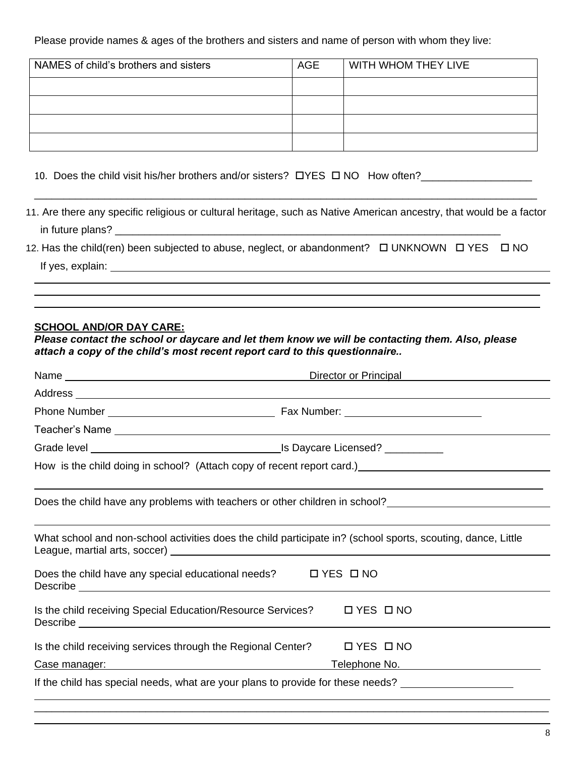Please provide names & ages of the brothers and sisters and name of person with whom they live:

| NAMES of child's brothers and sisters | AGE | WITH WHOM THEY LIVE |
|---|---|---|
| | | |
| | | |
| | | |
| | | |

10. Does the child visit his/her brothers and/or sisters? ☐YES ☐ NO How often?___________________

_______________________________________________________________________________________

11. Are there any specific religious or cultural heritage, such as Native American ancestry, that would be a factor in future plans? ________________________________________________________________

12. Has the child(ren) been subjected to abuse, neglect, or abandonment? ☐ UNKNOWN ☐ YES ☐ NO
If yes, explain: ___________________________________________________________________________

_______________________________________________________________________________________

_______________________________________________________________________________________

_______________________________________________________________________________________

**SCHOOL AND/OR DAY CARE:**

***Please contact the school or daycare and let them know we will be contacting them. Also, please attach a copy of the child's most recent report card to this questionnaire..***

Name ______________________________________ Director or Principal ______________________

Address ________________________________________________________________________________

Phone Number ____________________________ Fax Number: ________________________

Teacher's Name __________________________________________________________________________

Grade level _______________________________Is Daycare Licensed? __________

How is the child doing in school? (Attach copy of recent report card.)_________________________________

_______________________________________________________________________________________

Does the child have any problems with teachers or other children in school?___________________________

_______________________________________________________________________________________

What school and non-school activities does the child participate in? (school sports, scouting, dance, Little League, martial arts, soccer) _____________________________________________________________

Does the child have any special educational needs? ☐ YES ☐ NO
Describe ________________________________________________________________________________

Is the child receiving Special Education/Resource Services? ☐ YES ☐ NO
Describe ________________________________________________________________________________

Is the child receiving services through the Regional Center? ☐ YES ☐ NO

Case manager: ______________________________ Telephone No. ______________________

If the child has special needs, what are your plans to provide for these needs? ___________________

_______________________________________________________________________________________

_______________________________________________________________________________________

_______________________________________________________________________________________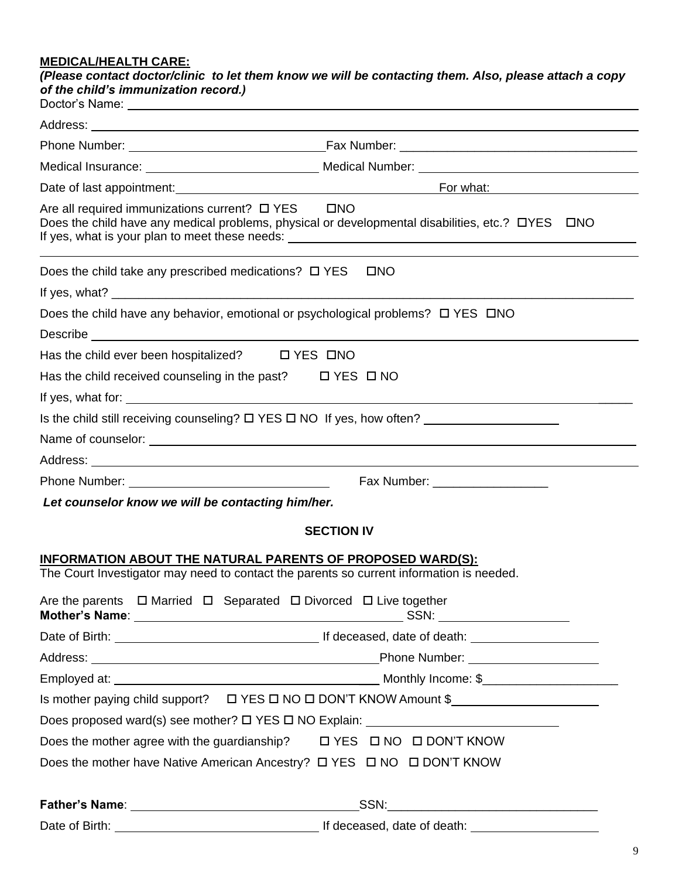**MEDICAL/HEALTH CARE:**

***(Please contact doctor/clinic to let them know we will be contacting them. Also, please attach a copy of the child's immunization record.)***

Doctor's Name: ___________________________________________

Address: ___________________________________________

Phone Number: ______________________ Fax Number: ______________________

Medical Insurance: ______________________ Medical Number: ______________________

Date of last appointment: ______________________ For what: ______________________

Are all required immunizations current? ☐ YES ☐NO

Does the child have any medical problems, physical or developmental disabilities, etc.? ☐YES ☐NO

If yes, what is your plan to meet these needs: ___________________________________________

___________________________________________

Does the child take any prescribed medications? ☐ YES ☐NO

If yes, what? ___________________________________________

Does the child have any behavior, emotional or psychological problems? ☐ YES ☐NO

Describe ___________________________________________

Has the child ever been hospitalized? ☐ YES ☐NO

Has the child received counseling in the past? ☐ YES ☐ NO

If yes, what for: ___________________________________________

Is the child still receiving counseling? ☐ YES ☐ NO If yes, how often? ______________________

Name of counselor: ___________________________________________

Address: ___________________________________________

Phone Number: ______________________ Fax Number: ______________________

***Let counselor know we will be contacting him/her.***

**SECTION IV**

**INFORMATION ABOUT THE NATURAL PARENTS OF PROPOSED WARD(S):**

The Court Investigator may need to contact the parents so current information is needed.

Are the parents ☐ Married ☐ Separated ☐ Divorced ☐ Live together

**Mother's Name**: ______________________ SSN: ______________________

Date of Birth: ______________________ If deceased, date of death: ______________________

Address: ______________________ Phone Number: ______________________

Employed at: ______________________ Monthly Income: $______________________

Is mother paying child support? ☐ YES ☐ NO ☐ DON'T KNOW Amount $______________________

Does proposed ward(s) see mother? ☐ YES ☐ NO Explain: ______________________

Does the mother agree with the guardianship? ☐ YES ☐ NO ☐ DON'T KNOW

Does the mother have Native American Ancestry? ☐ YES ☐ NO ☐ DON'T KNOW

**Father's Name**: ______________________ SSN: ______________________

Date of Birth: ______________________ If deceased, date of death: ______________________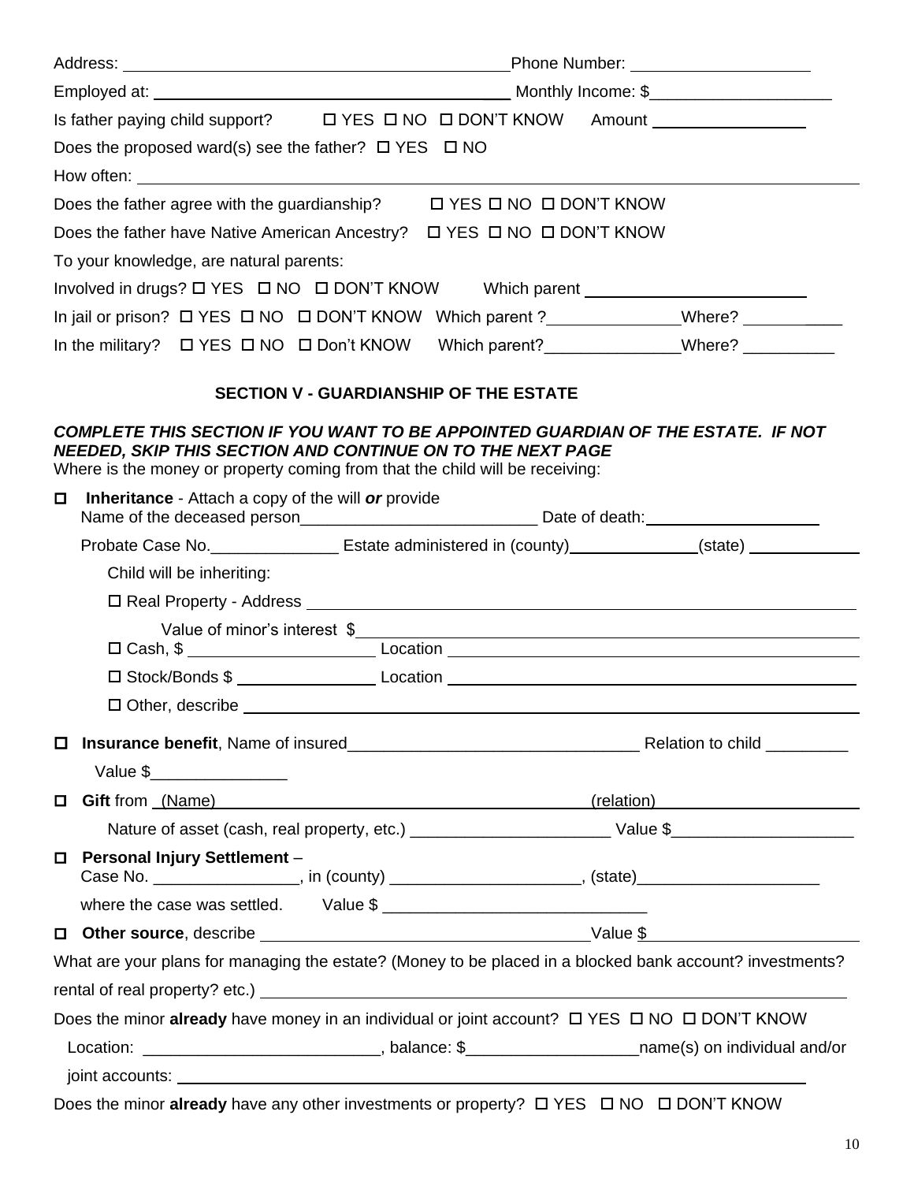Address: ______________________________ Phone Number: ____________________

Employed at: ______________________________ Monthly Income: $____________________

Is father paying child support? ☐ YES ☐ NO ☐ DON'T KNOW Amount ________________

Does the proposed ward(s) see the father? ☐ YES ☐ NO

How often: ____________________________________________________________

Does the father agree with the guardianship? ☐ YES ☐ NO ☐ DON'T KNOW

Does the father have Native American Ancestry? ☐ YES ☐ NO ☐ DON'T KNOW

To your knowledge, are natural parents:

Involved in drugs? ☐ YES ☐ NO ☐ DON'T KNOW Which parent ________________________

In jail or prison? ☐ YES ☐ NO ☐ DON'T KNOW Which parent ?______________Where? ___________

In the military? ☐ YES ☐ NO ☐ Don't KNOW Which parent?______________Where? __________

## SECTION V - GUARDIANSHIP OF THE ESTATE

***COMPLETE THIS SECTION IF YOU WANT TO BE APPOINTED GUARDIAN OF THE ESTATE. IF NOT NEEDED, SKIP THIS SECTION AND CONTINUE ON TO THE NEXT PAGE***

Where is the money or property coming from that the child will be receiving:

☐ **Inheritance** - Attach a copy of the will ***or*** provide
Name of the deceased person__________________________ Date of death:____________________

Probate Case No.______________ Estate administered in (county)______________(state) _____________

Child will be inheriting:

☐ Real Property - Address ____________________________________________________________

Value of minor's interest $____________________________________________________________

☐ Cash, $ ____________________ Location ____________________________________________

☐ Stock/Bonds $ ________________ Location ____________________________________________

☐ Other, describe ____________________________________________________________

☐ **Insurance benefit**, Name of insured________________________________ Relation to child _________

Value $_______________

☐ **Gift** from _(Name)_____________________________________________(relation)______________________

Nature of asset (cash, real property, etc.) ______________________ Value $____________________

☐ **Personal Injury Settlement** –
Case No. ________________, in (county) ____________________, (state)____________________

where the case was settled. Value $ _____________________________

☐ **Other source**, describe ____________________________________Value $______________________

What are your plans for managing the estate? (Money to be placed in a blocked bank account? investments? rental of real property? etc.) ____________________________________________________________

Does the minor **already** have money in an individual or joint account? ☐ YES ☐ NO ☐ DON'T KNOW

Location: __________________________, balance: $__________________name(s) on individual and/or joint accounts: ____________________________________________________________

Does the minor **already** have any other investments or property? ☐ YES ☐ NO ☐ DON'T KNOW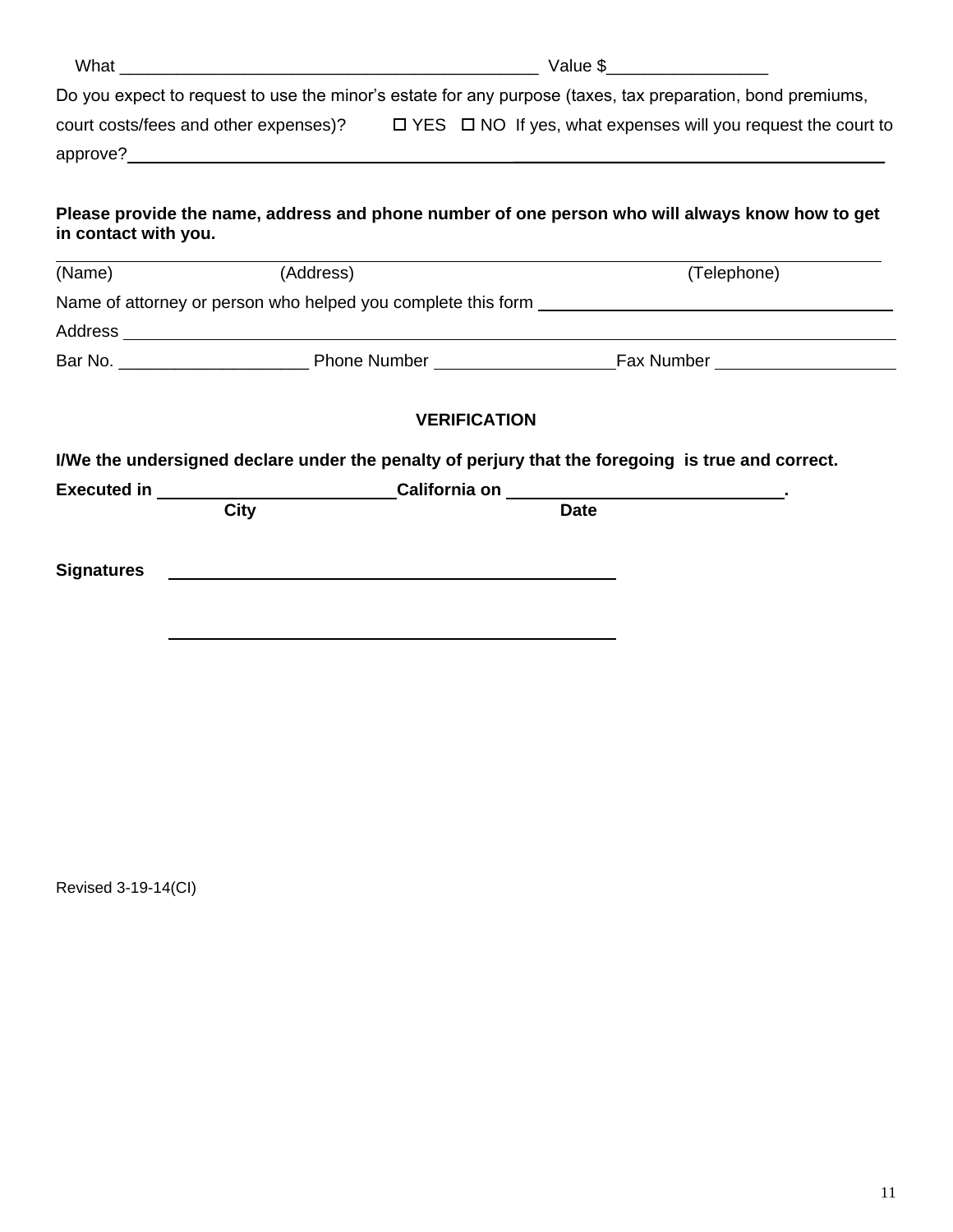What ____________________________________________ Value $________________

Do you expect to request to use the minor's estate for any purpose (taxes, tax preparation, bond premiums, court costs/fees and other expenses)? ☐ YES ☐ NO If yes, what expenses will you request the court to approve?________________________________________________________________________

**Please provide the name, address and phone number of one person who will always know how to get in contact with you.**

______________________________________________________________________________

(Name) (Address) (Telephone)

Name of attorney or person who helped you complete this form ______________________________________

Address ____________________________________________________________________________

Bar No. ____________________ Phone Number __________________ Fax Number __________________

## VERIFICATION

**I/We the undersigned declare under the penalty of perjury that the foregoing is true and correct.**

**Executed in** _________________________ **California on** ____________________________**.**

**City** **Date**

**Signatures** ______________________________________________

______________________________________________

Revised 3-19-14(CI)